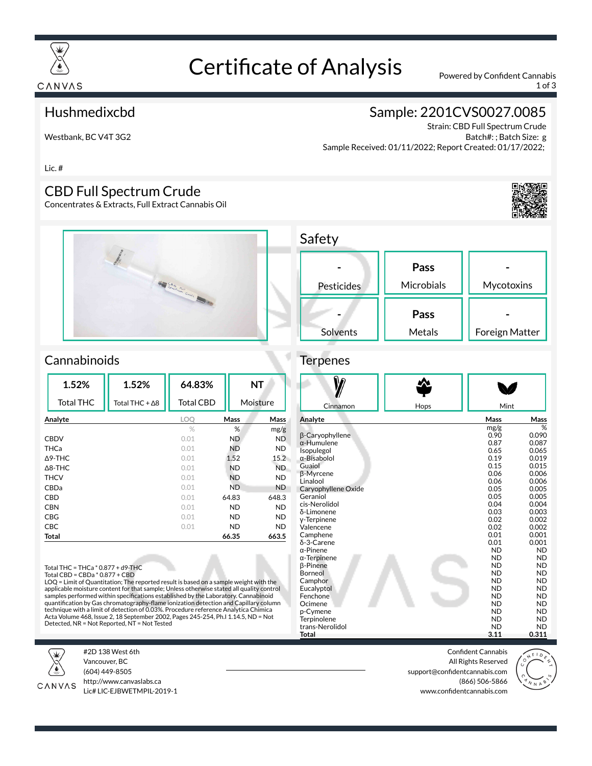# Certificate of Analysis

Powered by Confident Cannabis

## Hushmedixcbd

Westbank, BC V4T 3G2

Lic. #

## Sample: 2201CVS0027.0085

Strain: CBD Full Spectrum Crude
Batch#: ; Batch Size: g
Sample Received: 01/11/2022; Report Created: 01/17/2022;

## CBD Full Spectrum Crude

Concentrates & Extracts, Full Extract Cannabis Oil

## Safety

| Pesticides | Microbials | Mycotoxins |
|---|---|---|
| - | Pass | - |

| Solvents | Metals | Foreign Matter |
|---|---|---|
| - | Pass | - |

## Cannabinoids

| Total THC | Total THC + Δ8 | Total CBD | Moisture |
|---|---|---|---|
| 1.52% | 1.52% | 64.83% | NT |

| Analyte | LOQ | Mass | Mass |
|---|---|---|---|
| | % | % | mg/g |
| CBDV | 0.01 | ND | ND |
| THCa | 0.01 | ND | ND |
| Δ9-THC | 0.01 | 1.52 | 15.2 |
| Δ8-THC | 0.01 | ND | ND |
| THCV | 0.01 | ND | ND |
| CBDa | 0.01 | ND | ND |
| CBD | 0.01 | 64.83 | 648.3 |
| CBN | 0.01 | ND | ND |
| CBG | 0.01 | ND | ND |
| CBC | 0.01 | ND | ND |
| **Total** | | **66.35** | **663.5** |

Total THC = THCa * 0.877 + d9-THC
Total CBD = CBDa * 0.877 + CBD
LOQ = Limit of Quantitation; The reported result is based on a sample weight with the applicable moisture content for that sample; Unless otherwise stated all quality control samples performed within specifications established by the Laboratory. Cannabinoid quantification by Gas chromatography-flame ionization detection and Capillary column technique with a limit of detection of 0.03%. Procedure reference Analytica Chimica Acta Volume 468, Issue 2, 18 September 2002, Pages 245-254, Ph.I 1.14.5, ND = Not Detected, NR = Not Reported, NT = Not Tested

## Terpenes

Cinnamon | Hops | Mint

| Analyte | Mass | Mass |
|---|---|---|
| | mg/g | % |
| β-Caryophyllene | 0.90 | 0.090 |
| α-Humulene | 0.87 | 0.087 |
| Isopulegol | 0.65 | 0.065 |
| α-Bisabolol | 0.19 | 0.019 |
| Guaiol | 0.15 | 0.015 |
| β-Myrcene | 0.06 | 0.006 |
| Linalool | 0.06 | 0.006 |
| Caryophyllene Oxide | 0.05 | 0.005 |
| Geraniol | 0.05 | 0.005 |
| cis-Nerolidol | 0.04 | 0.004 |
| δ-Limonene | 0.03 | 0.003 |
| γ-Terpinene | 0.02 | 0.002 |
| Valencene | 0.02 | 0.002 |
| Camphene | 0.01 | 0.001 |
| δ-3-Carene | 0.01 | 0.001 |
| α-Pinene | ND | ND |
| α-Terpinene | ND | ND |
| β-Pinene | ND | ND |
| Borneol | ND | ND |
| Camphor | ND | ND |
| Eucalyptol | ND | ND |
| Fenchone | ND | ND |
| Ocimene | ND | ND |
| p-Cymene | ND | ND |
| Terpinolene | ND | ND |
| trans-Nerolidol | ND | ND |
| **Total** | **3.11** | **0.311** |

CANVAS
#2D 138 West 6th
Vancouver, BC
(604) 449-8505
http://www.canvaslabs.ca
Lic# LIC-EJBWETMPIL-2019-1

Confident Cannabis
All Rights Reserved
support@confidentcannabis.com
(866) 506-5866
www.confidentcannabis.com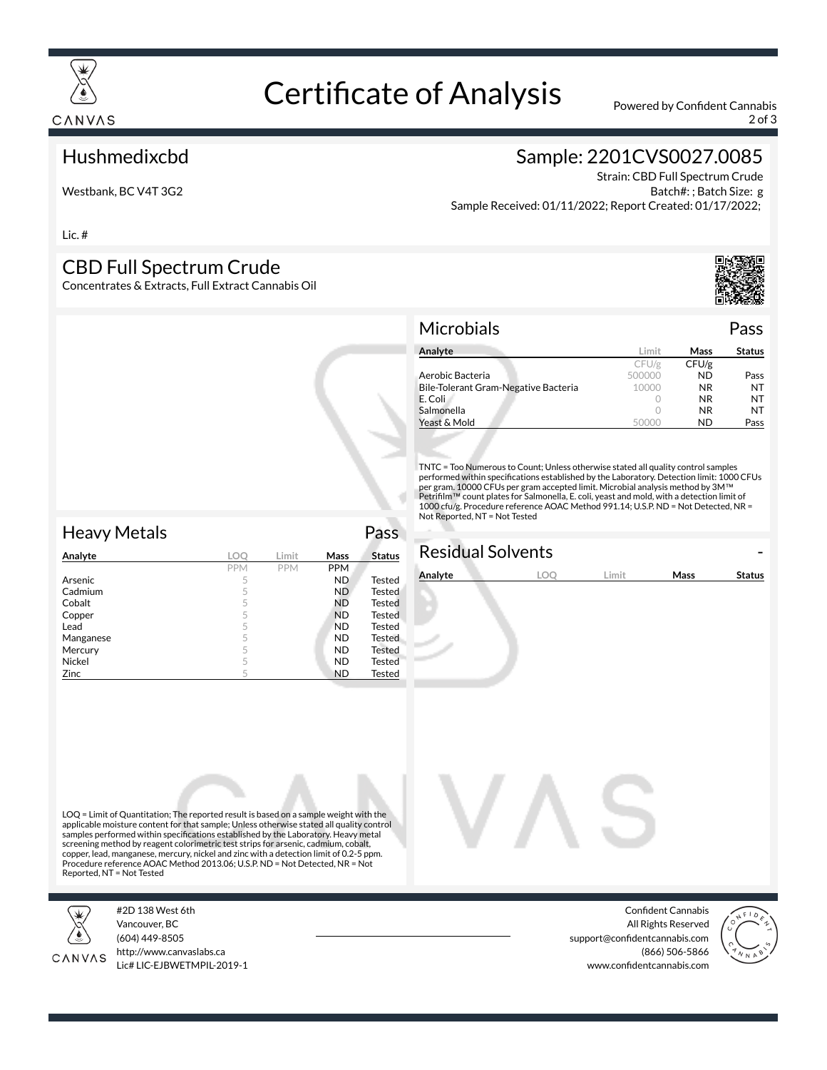# Certificate of Analysis

Powered by Confident Cannabis

## Hushmedixcbd

Westbank, BC V4T 3G2

Lic. #

## Sample: 2201CVS0027.0085

Strain: CBD Full Spectrum Crude
Batch#: ; Batch Size: g
Sample Received: 01/11/2022; Report Created: 01/17/2022;

## CBD Full Spectrum Crude

Concentrates & Extracts, Full Extract Cannabis Oil

### Microbials — Pass

| Analyte | Limit | Mass | Status |
|---|---|---|---|
| | CFU/g | CFU/g | |
| Aerobic Bacteria | 500000 | ND | Pass |
| Bile-Tolerant Gram-Negative Bacteria | 10000 | NR | NT |
| E. Coli | 0 | NR | NT |
| Salmonella | 0 | NR | NT |
| Yeast & Mold | 50000 | ND | Pass |

TNTC = Too Numerous to Count; Unless otherwise stated all quality control samples performed within specifications established by the Laboratory. Detection limit: 1000 CFUs per gram. 10000 CFUs per gram accepted limit. Microbial analysis method by 3M™ Petrifilm™ count plates for Salmonella, E. coli, yeast and mold, with a detection limit of 1000 cfu/g. Procedure reference AOAC Method 991.14; U.S.P. ND = Not Detected, NR = Not Reported, NT = Not Tested

### Heavy Metals — Pass

| Analyte | LOQ | Limit | Mass | Status |
|---|---|---|---|---|
| | PPM | PPM | PPM | |
| Arsenic | 5 | | ND | Tested |
| Cadmium | 5 | | ND | Tested |
| Cobalt | 5 | | ND | Tested |
| Copper | 5 | | ND | Tested |
| Lead | 5 | | ND | Tested |
| Manganese | 5 | | ND | Tested |
| Mercury | 5 | | ND | Tested |
| Nickel | 5 | | ND | Tested |
| Zinc | 5 | | ND | Tested |

LOQ = Limit of Quantitation; The reported result is based on a sample weight with the applicable moisture content for that sample; Unless otherwise stated all quality control samples performed within specifications established by the Laboratory. Heavy metal screening method by reagent colorimetric test strips for arsenic, cadmium, cobalt, copper, lead, manganese, mercury, nickel and zinc with a detection limit of 0.2-5 ppm. Procedure reference AOAC Method 2013.06; U.S.P. ND = Not Detected, NR = Not Reported, NT = Not Tested

### Residual Solvents — -

| Analyte | LOQ | Limit | Mass | Status |
|---|---|---|---|---|

CANVAS
#2D 138 West 6th
Vancouver, BC
(604) 449-8505
http://www.canvaslabs.ca
Lic# LIC-EJBWETMPIL-2019-1

Confident Cannabis
All Rights Reserved
support@confidentcannabis.com
(866) 506-5866
www.confidentcannabis.com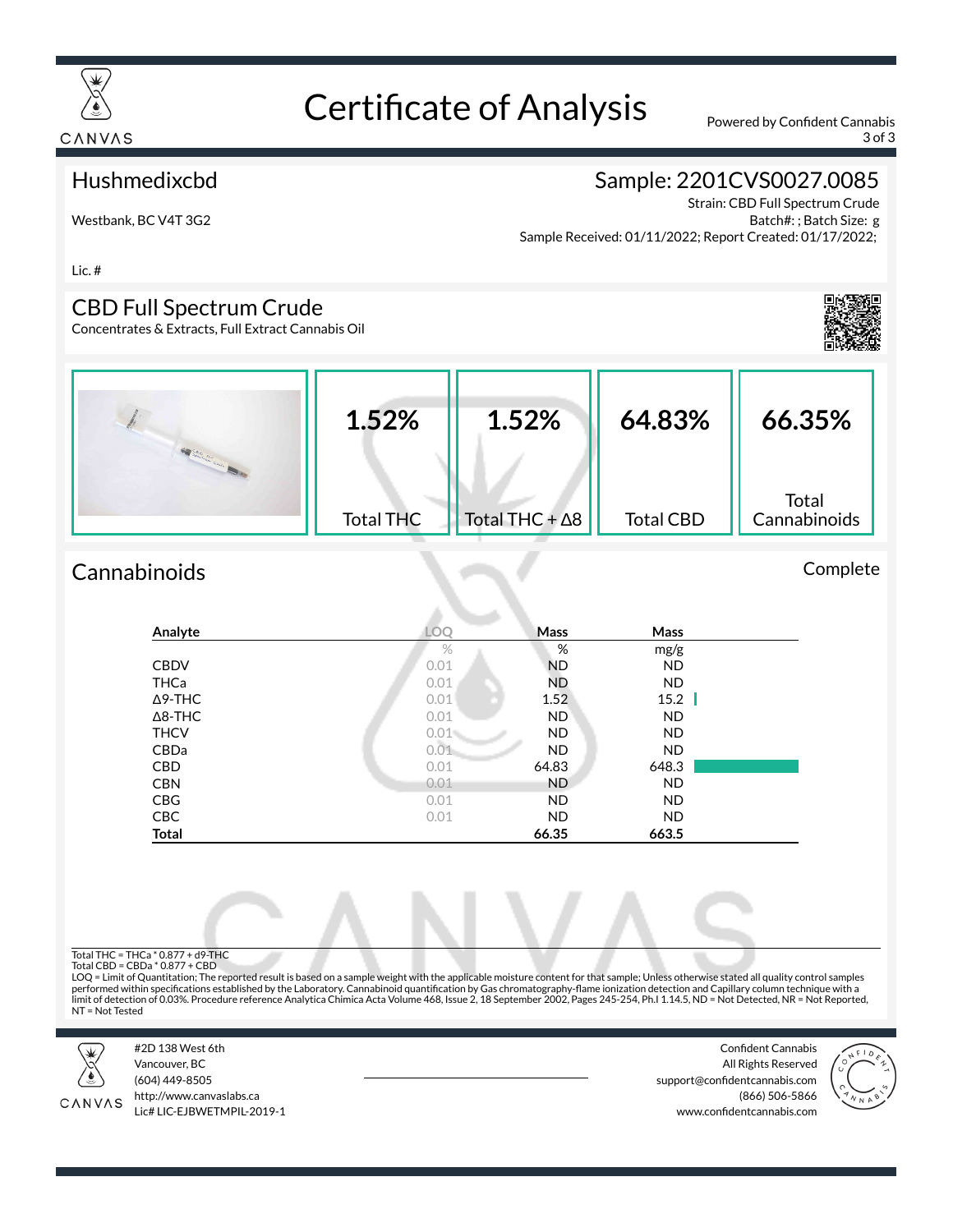# Certificate of Analysis

Powered by Confident Cannabis

## Hushmedixcbd

Westbank, BC V4T 3G2

Lic. #

## Sample: 2201CVS0027.0085

Strain: CBD Full Spectrum Crude
Batch#: ; Batch Size: g
Sample Received: 01/11/2022; Report Created: 01/17/2022;

## CBD Full Spectrum Crude

Concentrates & Extracts, Full Extract Cannabis Oil

| 1.52% | 1.52% | 64.83% | 66.35% |
|---|---|---|---|
| Total THC | Total THC + Δ8 | Total CBD | Total Cannabinoids |

## Cannabinoids

Complete

| Analyte | LOQ | Mass | Mass |
|---|---|---|---|
| | % | % | mg/g |
| CBDV | 0.01 | ND | ND |
| THCa | 0.01 | ND | ND |
| Δ9-THC | 0.01 | 1.52 | 15.2 |
| Δ8-THC | 0.01 | ND | ND |
| THCV | 0.01 | ND | ND |
| CBDa | 0.01 | ND | ND |
| CBD | 0.01 | 64.83 | 648.3 |
| CBN | 0.01 | ND | ND |
| CBG | 0.01 | ND | ND |
| CBC | 0.01 | ND | ND |
| **Total** | | **66.35** | **663.5** |

Total THC = THCa * 0.877 + d9-THC
Total CBD = CBDa * 0.877 + CBD
LOQ = Limit of Quantitation; The reported result is based on a sample weight with the applicable moisture content for that sample; Unless otherwise stated all quality control samples performed within specifications established by the Laboratory. Cannabinoid quantification by Gas chromatography-flame ionization detection and Capillary column technique with a limit of detection of 0.03%. Procedure reference Analytica Chimica Acta Volume 468, Issue 2, 18 September 2002, Pages 245-254, Ph.I 1.14.5, ND = Not Detected, NR = Not Reported, NT = Not Tested

CANVAS
#2D 138 West 6th
Vancouver, BC
(604) 449-8505
http://www.canvaslabs.ca
Lic# LIC-EJBWETMPIL-2019-1

Confident Cannabis
All Rights Reserved
support@confidentcannabis.com
(866) 506-5866
www.confidentcannabis.com